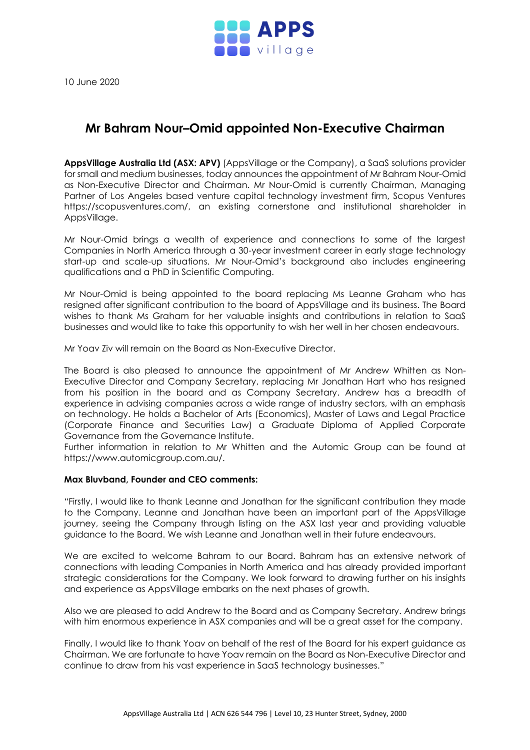10 June 2020

# Mr Bahram Nour–Omid appointed Non-Executive Chairman

**AppsVillage Australia Ltd (ASX: APV)** (AppsVillage or the Company), a SaaS solutions provider for small and medium businesses, today announces the appointment of Mr Bahram Nour-Omid as Non-Executive Director and Chairman. Mr Nour-Omid is currently Chairman, Managing Partner of Los Angeles based venture capital technology investment firm, Scopus Ventures https://scopusventures.com/, an existing cornerstone and institutional shareholder in AppsVillage.

Mr Nour-Omid brings a wealth of experience and connections to some of the largest Companies in North America through a 30-year investment career in early stage technology start-up and scale-up situations. Mr Nour-Omid's background also includes engineering qualifications and a PhD in Scientific Computing.

Mr Nour-Omid is being appointed to the board replacing Ms Leanne Graham who has resigned after significant contribution to the board of AppsVillage and its business. The Board wishes to thank Ms Graham for her valuable insights and contributions in relation to SaaS businesses and would like to take this opportunity to wish her well in her chosen endeavours.

Mr Yoav Ziv will remain on the Board as Non-Executive Director.

The Board is also pleased to announce the appointment of Mr Andrew Whitten as Non-Executive Director and Company Secretary, replacing Mr Jonathan Hart who has resigned from his position in the board and as Company Secretary. Andrew has a breadth of experience in advising companies across a wide range of industry sectors, with an emphasis on technology. He holds a Bachelor of Arts (Economics), Master of Laws and Legal Practice (Corporate Finance and Securities Law) a Graduate Diploma of Applied Corporate Governance from the Governance Institute.
Further information in relation to Mr Whitten and the Automic Group can be found at https://www.automicgroup.com.au/.

**Max Bluvband, Founder and CEO comments:**

"Firstly, I would like to thank Leanne and Jonathan for the significant contribution they made to the Company. Leanne and Jonathan have been an important part of the AppsVillage journey, seeing the Company through listing on the ASX last year and providing valuable guidance to the Board. We wish Leanne and Jonathan well in their future endeavours.

We are excited to welcome Bahram to our Board. Bahram has an extensive network of connections with leading Companies in North America and has already provided important strategic considerations for the Company. We look forward to drawing further on his insights and experience as AppsVillage embarks on the next phases of growth.

Also we are pleased to add Andrew to the Board and as Company Secretary. Andrew brings with him enormous experience in ASX companies and will be a great asset for the company.

Finally, I would like to thank Yoav on behalf of the rest of the Board for his expert guidance as Chairman. We are fortunate to have Yoav remain on the Board as Non-Executive Director and continue to draw from his vast experience in SaaS technology businesses."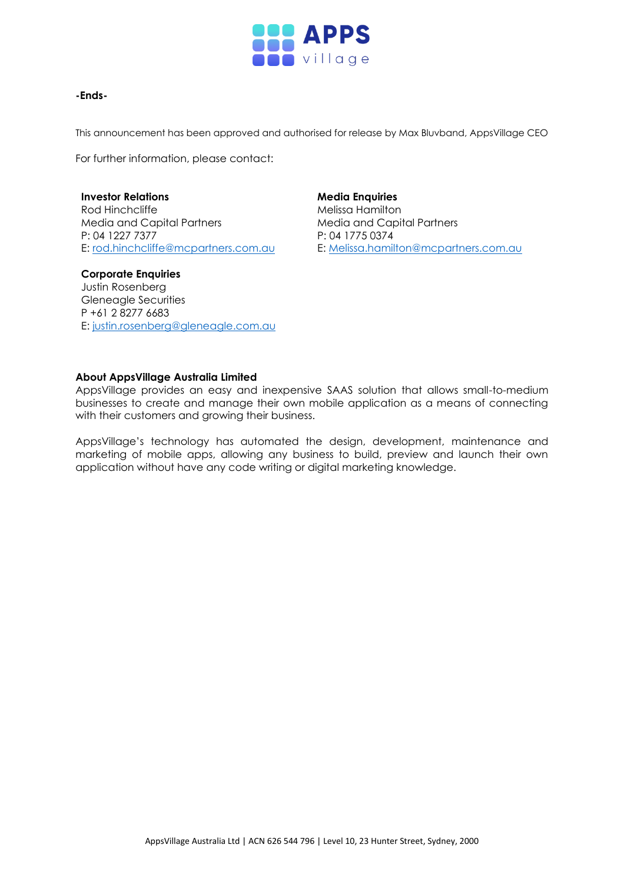**-Ends-**

This announcement has been approved and authorised for release by Max Bluvband, AppsVillage CEO

For further information, please contact:

**Investor Relations**
Rod Hinchcliffe
Media and Capital Partners
P: 04 1227 7377
E: rod.hinchcliffe@mcpartners.com.au

**Media Enquiries**
Melissa Hamilton
Media and Capital Partners
P: 04 1775 0374
E: Melissa.hamilton@mcpartners.com.au

**Corporate Enquiries**
Justin Rosenberg
Gleneagle Securities
P +61 2 8277 6683
E: justin.rosenberg@gleneagle.com.au

**About AppsVillage Australia Limited**
AppsVillage provides an easy and inexpensive SAAS solution that allows small-to-medium businesses to create and manage their own mobile application as a means of connecting with their customers and growing their business.

AppsVillage's technology has automated the design, development, maintenance and marketing of mobile apps, allowing any business to build, preview and launch their own application without have any code writing or digital marketing knowledge.

AppsVillage Australia Ltd | ACN 626 544 796 | Level 10, 23 Hunter Street, Sydney, 2000